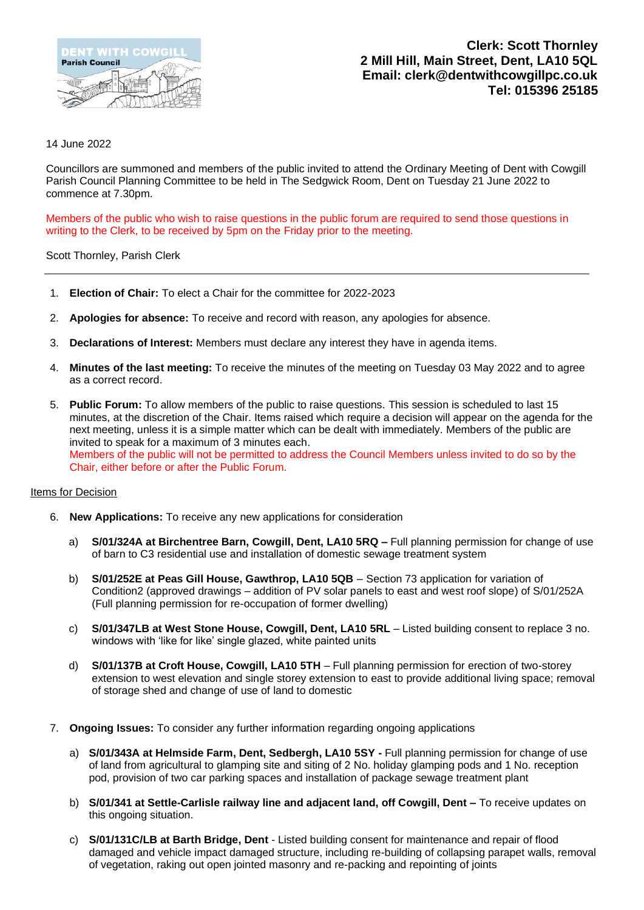**Clerk: Scott Thornley**
**2 Mill Hill, Main Street, Dent, LA10 5QL**
**Email: clerk@dentwithcowgillpc.co.uk**
**Tel: 015396 25185**

14 June 2022

Councillors are summoned and members of the public invited to attend the Ordinary Meeting of Dent with Cowgill Parish Council Planning Committee to be held in The Sedgwick Room, Dent on Tuesday 21 June 2022 to commence at 7.30pm.

Members of the public who wish to raise questions in the public forum are required to send those questions in writing to the Clerk, to be received by 5pm on the Friday prior to the meeting.

Scott Thornley, Parish Clerk

---

1. **Election of Chair:** To elect a Chair for the committee for 2022-2023

2. **Apologies for absence:** To receive and record with reason, any apologies for absence.

3. **Declarations of Interest:** Members must declare any interest they have in agenda items.

4. **Minutes of the last meeting:** To receive the minutes of the meeting on Tuesday 03 May 2022 and to agree as a correct record.

5. **Public Forum:** To allow members of the public to raise questions. This session is scheduled to last 15 minutes, at the discretion of the Chair. Items raised which require a decision will appear on the agenda for the next meeting, unless it is a simple matter which can be dealt with immediately. Members of the public are invited to speak for a maximum of 3 minutes each.
   Members of the public will not be permitted to address the Council Members unless invited to do so by the Chair, either before or after the Public Forum.

Items for Decision

6. **New Applications:** To receive any new applications for consideration

   a) **S/01/324A at Birchentree Barn, Cowgill, Dent, LA10 5RQ –** Full planning permission for change of use of barn to C3 residential use and installation of domestic sewage treatment system

   b) **S/01/252E at Peas Gill House, Gawthrop, LA10 5QB** – Section 73 application for variation of Condition2 (approved drawings – addition of PV solar panels to east and west roof slope) of S/01/252A (Full planning permission for re-occupation of former dwelling)

   c) **S/01/347LB at West Stone House, Cowgill, Dent, LA10 5RL** – Listed building consent to replace 3 no. windows with 'like for like' single glazed, white painted units

   d) **S/01/137B at Croft House, Cowgill, LA10 5TH** – Full planning permission for erection of two-storey extension to west elevation and single storey extension to east to provide additional living space; removal of storage shed and change of use of land to domestic

7. **Ongoing Issues:** To consider any further information regarding ongoing applications

   a) **S/01/343A at Helmside Farm, Dent, Sedbergh, LA10 5SY -** Full planning permission for change of use of land from agricultural to glamping site and siting of 2 No. holiday glamping pods and 1 No. reception pod, provision of two car parking spaces and installation of package sewage treatment plant

   b) **S/01/341 at Settle-Carlisle railway line and adjacent land, off Cowgill, Dent –** To receive updates on this ongoing situation.

   c) **S/01/131C/LB at Barth Bridge, Dent** - Listed building consent for maintenance and repair of flood damaged and vehicle impact damaged structure, including re-building of collapsing parapet walls, removal of vegetation, raking out open jointed masonry and re-packing and repointing of joints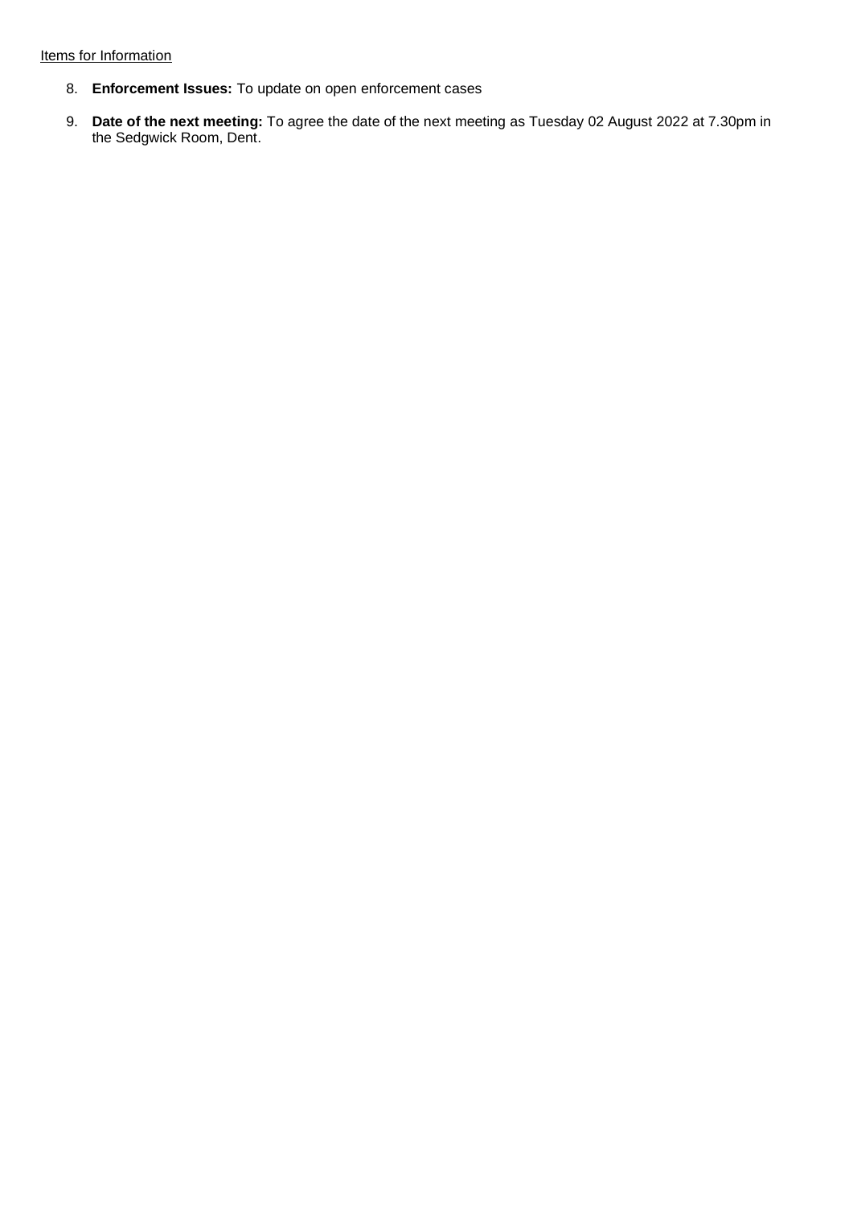Items for Information

8. **Enforcement Issues:** To update on open enforcement cases

9. **Date of the next meeting:** To agree the date of the next meeting as Tuesday 02 August 2022 at 7.30pm in the Sedgwick Room, Dent.